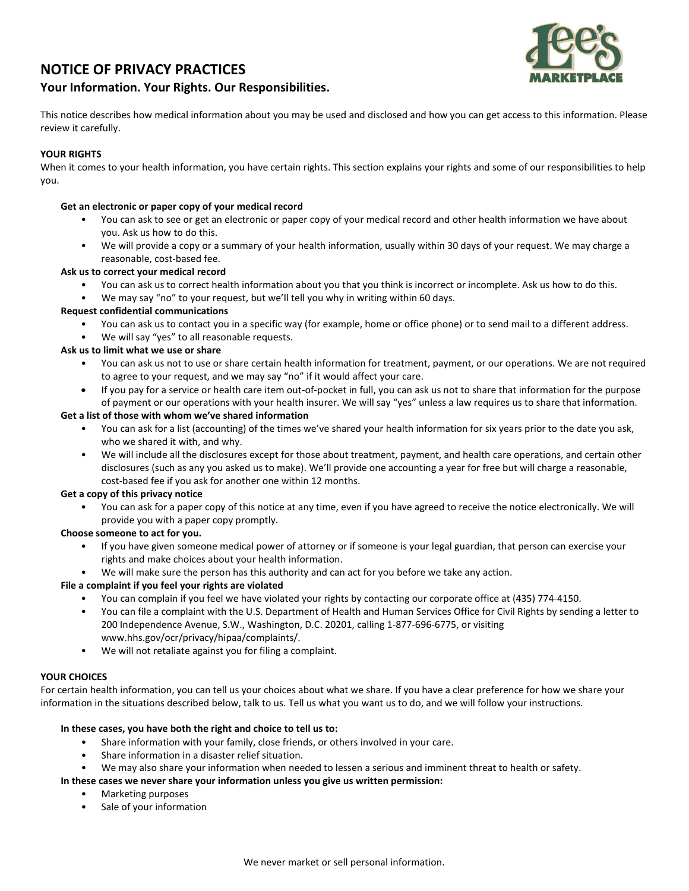# NOTICE OF PRIVACY PRACTICES

## Your Information. Your Rights. Our Responsibilities.

This notice describes how medical information about you may be used and disclosed and how you can get access to this information. Please review it carefully.

### YOUR RIGHTS

When it comes to your health information, you have certain rights. This section explains your rights and some of our responsibilities to help you.

**Get an electronic or paper copy of your medical record**

- You can ask to see or get an electronic or paper copy of your medical record and other health information we have about you. Ask us how to do this.
- We will provide a copy or a summary of your health information, usually within 30 days of your request. We may charge a reasonable, cost-based fee.

**Ask us to correct your medical record**

- You can ask us to correct health information about you that you think is incorrect or incomplete. Ask us how to do this.
- We may say "no" to your request, but we'll tell you why in writing within 60 days.

**Request confidential communications**

- You can ask us to contact you in a specific way (for example, home or office phone) or to send mail to a different address.
- We will say "yes" to all reasonable requests.

**Ask us to limit what we use or share**

- You can ask us not to use or share certain health information for treatment, payment, or our operations. We are not required to agree to your request, and we may say "no" if it would affect your care.
- If you pay for a service or health care item out-of-pocket in full, you can ask us not to share that information for the purpose of payment or our operations with your health insurer. We will say "yes" unless a law requires us to share that information.

**Get a list of those with whom we've shared information**

- You can ask for a list (accounting) of the times we've shared your health information for six years prior to the date you ask, who we shared it with, and why.
- We will include all the disclosures except for those about treatment, payment, and health care operations, and certain other disclosures (such as any you asked us to make). We'll provide one accounting a year for free but will charge a reasonable, cost-based fee if you ask for another one within 12 months.

**Get a copy of this privacy notice**

- You can ask for a paper copy of this notice at any time, even if you have agreed to receive the notice electronically. We will provide you with a paper copy promptly.

**Choose someone to act for you.**

- If you have given someone medical power of attorney or if someone is your legal guardian, that person can exercise your rights and make choices about your health information.
- We will make sure the person has this authority and can act for you before we take any action.

**File a complaint if you feel your rights are violated**

- You can complain if you feel we have violated your rights by contacting our corporate office at (435) 774-4150.
- You can file a complaint with the U.S. Department of Health and Human Services Office for Civil Rights by sending a letter to 200 Independence Avenue, S.W., Washington, D.C. 20201, calling 1-877-696-6775, or visiting www.hhs.gov/ocr/privacy/hipaa/complaints/.
- We will not retaliate against you for filing a complaint.

### YOUR CHOICES

For certain health information, you can tell us your choices about what we share. If you have a clear preference for how we share your information in the situations described below, talk to us. Tell us what you want us to do, and we will follow your instructions.

**In these cases, you have both the right and choice to tell us to:**

- Share information with your family, close friends, or others involved in your care.
- Share information in a disaster relief situation.
- We may also share your information when needed to lessen a serious and imminent threat to health or safety.

**In these cases we never share your information unless you give us written permission:**

- Marketing purposes
- Sale of your information

We never market or sell personal information.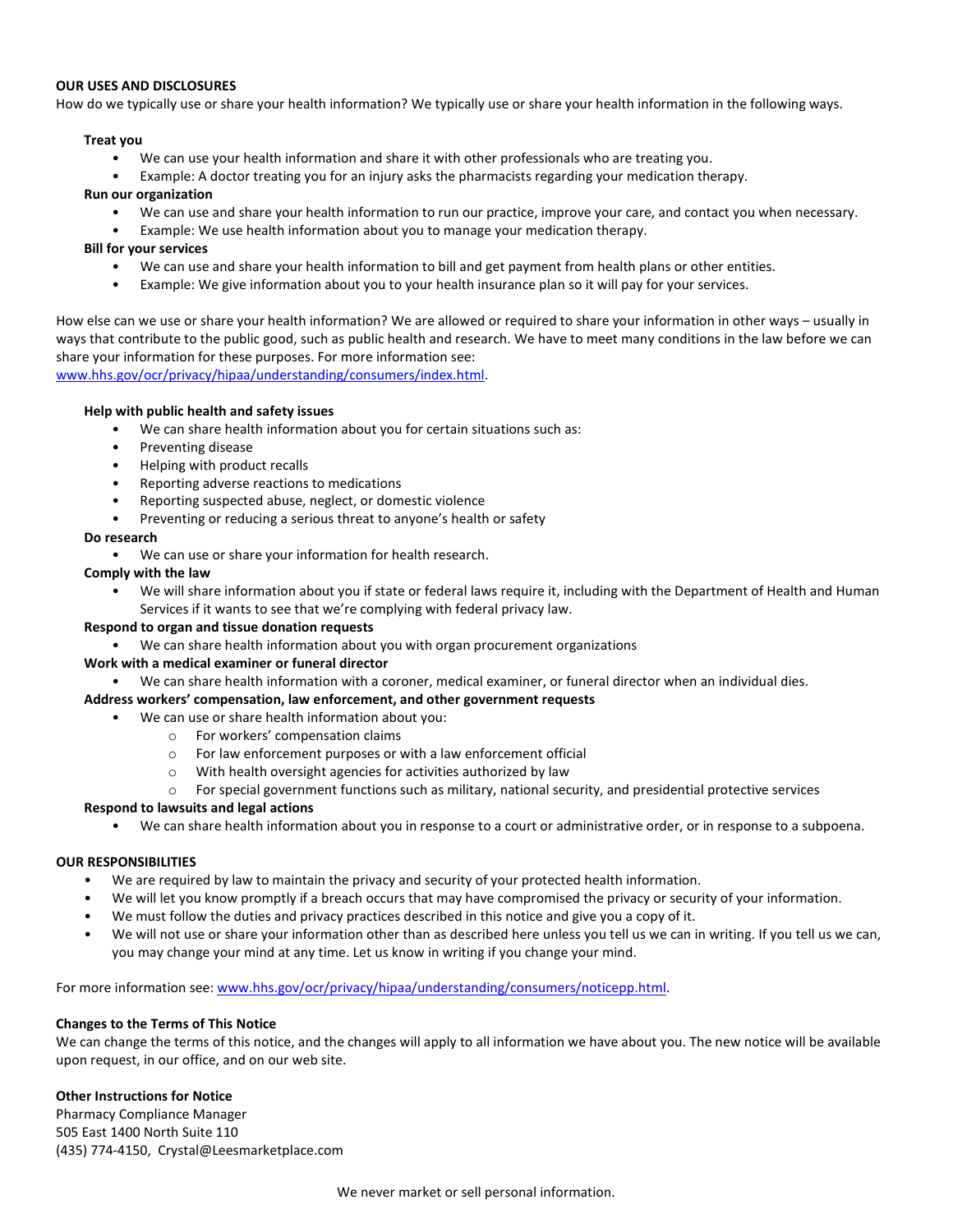**OUR USES AND DISCLOSURES**

How do we typically use or share your health information? We typically use or share your health information in the following ways.

**Treat you**

- We can use your health information and share it with other professionals who are treating you.
- Example: A doctor treating you for an injury asks the pharmacists regarding your medication therapy.

**Run our organization**

- We can use and share your health information to run our practice, improve your care, and contact you when necessary.
- Example: We use health information about you to manage your medication therapy.

**Bill for your services**

- We can use and share your health information to bill and get payment from health plans or other entities.
- Example: We give information about you to your health insurance plan so it will pay for your services.

How else can we use or share your health information? We are allowed or required to share your information in other ways – usually in ways that contribute to the public good, such as public health and research. We have to meet many conditions in the law before we can share your information for these purposes. For more information see: www.hhs.gov/ocr/privacy/hipaa/understanding/consumers/index.html.

**Help with public health and safety issues**

- We can share health information about you for certain situations such as:
- Preventing disease
- Helping with product recalls
- Reporting adverse reactions to medications
- Reporting suspected abuse, neglect, or domestic violence
- Preventing or reducing a serious threat to anyone's health or safety

**Do research**

- We can use or share your information for health research.

**Comply with the law**

- We will share information about you if state or federal laws require it, including with the Department of Health and Human Services if it wants to see that we're complying with federal privacy law.

**Respond to organ and tissue donation requests**

- We can share health information about you with organ procurement organizations

**Work with a medical examiner or funeral director**

- We can share health information with a coroner, medical examiner, or funeral director when an individual dies.

**Address workers' compensation, law enforcement, and other government requests**

- We can use or share health information about you:
  - For workers' compensation claims
  - For law enforcement purposes or with a law enforcement official
  - With health oversight agencies for activities authorized by law
  - For special government functions such as military, national security, and presidential protective services

**Respond to lawsuits and legal actions**

- We can share health information about you in response to a court or administrative order, or in response to a subpoena.

**OUR RESPONSIBILITIES**

- We are required by law to maintain the privacy and security of your protected health information.
- We will let you know promptly if a breach occurs that may have compromised the privacy or security of your information.
- We must follow the duties and privacy practices described in this notice and give you a copy of it.
- We will not use or share your information other than as described here unless you tell us we can in writing. If you tell us we can, you may change your mind at any time. Let us know in writing if you change your mind.

For more information see: www.hhs.gov/ocr/privacy/hipaa/understanding/consumers/noticepp.html.

**Changes to the Terms of This Notice**

We can change the terms of this notice, and the changes will apply to all information we have about you. The new notice will be available upon request, in our office, and on our web site.

**Other Instructions for Notice**

Pharmacy Compliance Manager
505 East 1400 North Suite 110
(435) 774-4150, Crystal@Leesmarketplace.com

We never market or sell personal information.